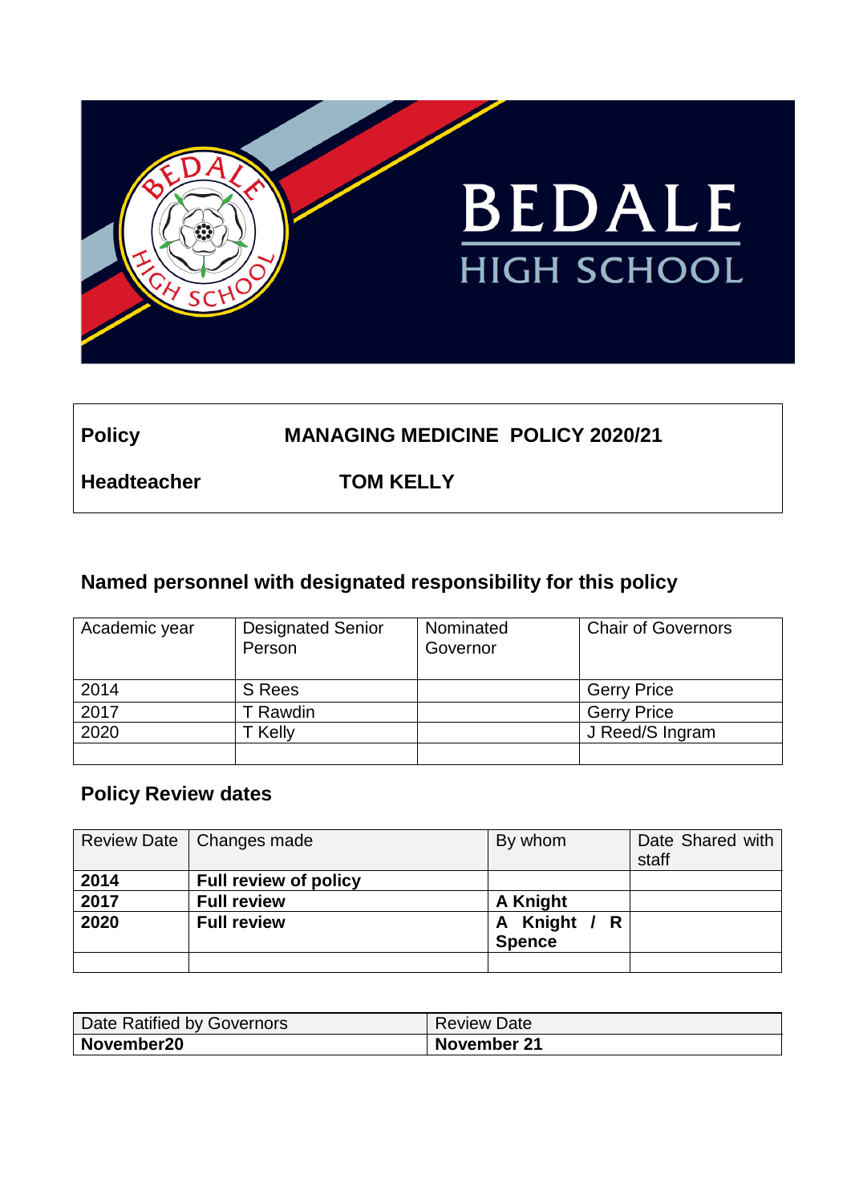BEDALE HIGH SCHOOL

| **Policy** | **MANAGING MEDICINE POLICY 2020/21** |
|---|---|
| **Headteacher** | **TOM KELLY** |

## Named personnel with designated responsibility for this policy

| Academic year | Designated Senior Person | Nominated Governor | Chair of Governors |
|---|---|---|---|
| 2014 | S Rees | | Gerry Price |
| 2017 | T Rawdin | | Gerry Price |
| 2020 | T Kelly | | J Reed/S Ingram |
| | | | |

## Policy Review dates

| Review Date | Changes made | By whom | Date Shared with staff |
|---|---|---|---|
| **2014** | **Full review of policy** | | |
| **2017** | **Full review** | **A Knight** | |
| **2020** | **Full review** | **A Knight / R Spence** | |
| | | | |

| Date Ratified by Governors | Review Date |
|---|---|
| **November20** | **November 21** |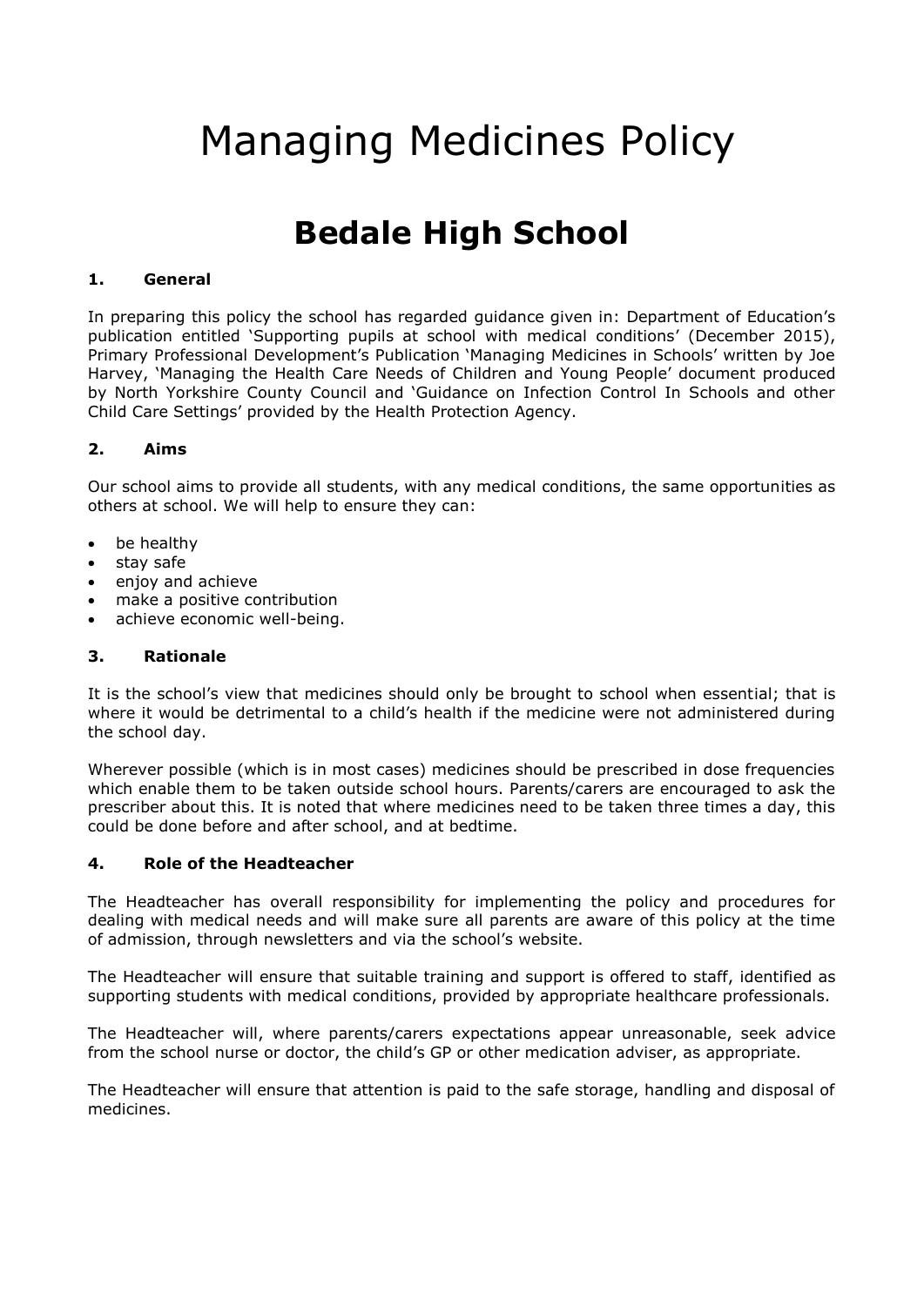# Managing Medicines Policy

# Bedale High School

## 1. General

In preparing this policy the school has regarded guidance given in: Department of Education's publication entitled 'Supporting pupils at school with medical conditions' (December 2015), Primary Professional Development's Publication 'Managing Medicines in Schools' written by Joe Harvey, 'Managing the Health Care Needs of Children and Young People' document produced by North Yorkshire County Council and 'Guidance on Infection Control In Schools and other Child Care Settings' provided by the Health Protection Agency.

## 2. Aims

Our school aims to provide all students, with any medical conditions, the same opportunities as others at school. We will help to ensure they can:

- be healthy
- stay safe
- enjoy and achieve
- make a positive contribution
- achieve economic well-being.

## 3. Rationale

It is the school's view that medicines should only be brought to school when essential; that is where it would be detrimental to a child's health if the medicine were not administered during the school day.

Wherever possible (which is in most cases) medicines should be prescribed in dose frequencies which enable them to be taken outside school hours. Parents/carers are encouraged to ask the prescriber about this. It is noted that where medicines need to be taken three times a day, this could be done before and after school, and at bedtime.

## 4. Role of the Headteacher

The Headteacher has overall responsibility for implementing the policy and procedures for dealing with medical needs and will make sure all parents are aware of this policy at the time of admission, through newsletters and via the school's website.

The Headteacher will ensure that suitable training and support is offered to staff, identified as supporting students with medical conditions, provided by appropriate healthcare professionals.

The Headteacher will, where parents/carers expectations appear unreasonable, seek advice from the school nurse or doctor, the child's GP or other medication adviser, as appropriate.

The Headteacher will ensure that attention is paid to the safe storage, handling and disposal of medicines.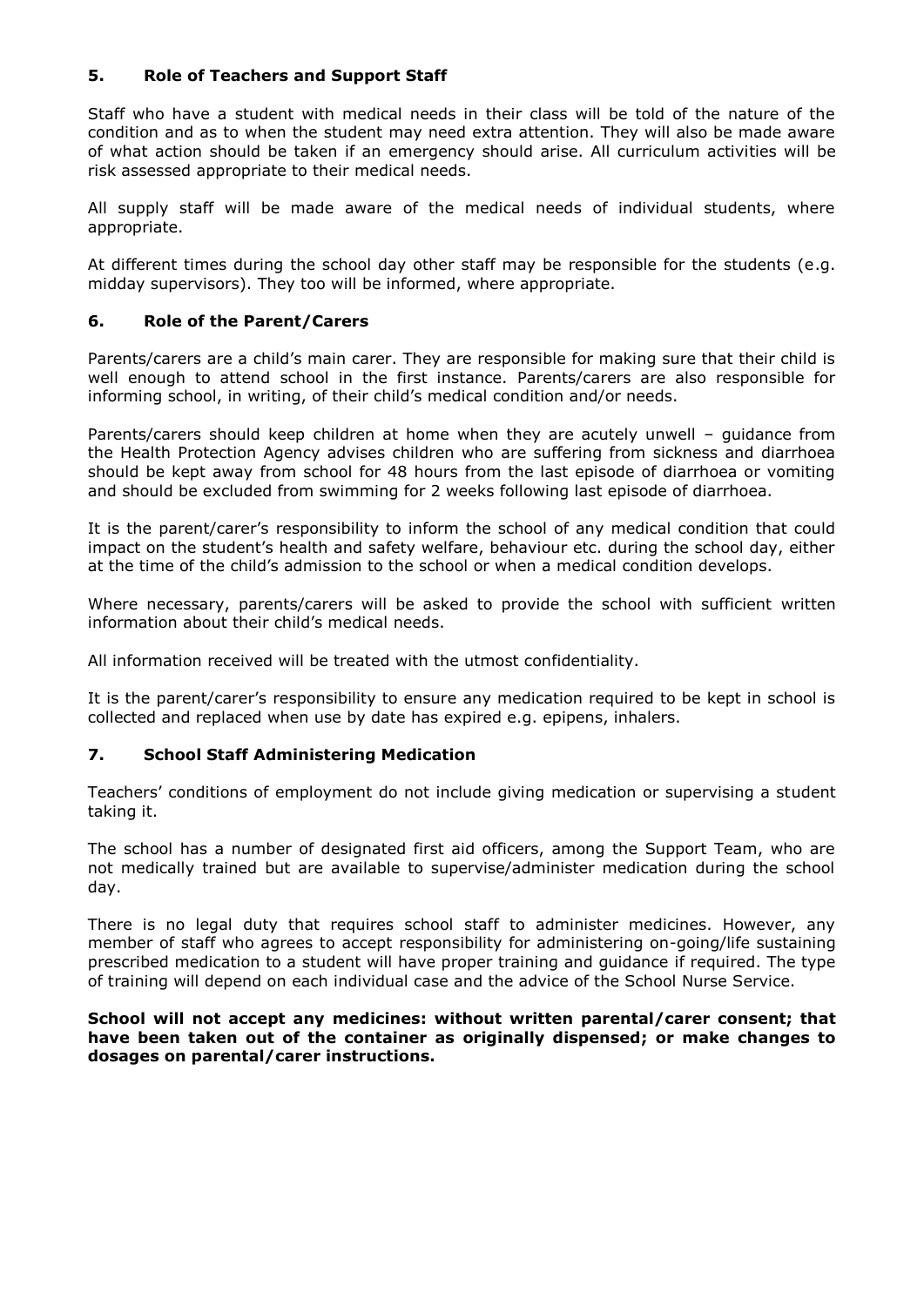## 5. Role of Teachers and Support Staff

Staff who have a student with medical needs in their class will be told of the nature of the condition and as to when the student may need extra attention. They will also be made aware of what action should be taken if an emergency should arise. All curriculum activities will be risk assessed appropriate to their medical needs.

All supply staff will be made aware of the medical needs of individual students, where appropriate.

At different times during the school day other staff may be responsible for the students (e.g. midday supervisors). They too will be informed, where appropriate.

## 6. Role of the Parent/Carers

Parents/carers are a child's main carer. They are responsible for making sure that their child is well enough to attend school in the first instance. Parents/carers are also responsible for informing school, in writing, of their child's medical condition and/or needs.

Parents/carers should keep children at home when they are acutely unwell – guidance from the Health Protection Agency advises children who are suffering from sickness and diarrhoea should be kept away from school for 48 hours from the last episode of diarrhoea or vomiting and should be excluded from swimming for 2 weeks following last episode of diarrhoea.

It is the parent/carer's responsibility to inform the school of any medical condition that could impact on the student's health and safety welfare, behaviour etc. during the school day, either at the time of the child's admission to the school or when a medical condition develops.

Where necessary, parents/carers will be asked to provide the school with sufficient written information about their child's medical needs.

All information received will be treated with the utmost confidentiality.

It is the parent/carer's responsibility to ensure any medication required to be kept in school is collected and replaced when use by date has expired e.g. epipens, inhalers.

## 7. School Staff Administering Medication

Teachers' conditions of employment do not include giving medication or supervising a student taking it.

The school has a number of designated first aid officers, among the Support Team, who are not medically trained but are available to supervise/administer medication during the school day.

There is no legal duty that requires school staff to administer medicines. However, any member of staff who agrees to accept responsibility for administering on-going/life sustaining prescribed medication to a student will have proper training and guidance if required. The type of training will depend on each individual case and the advice of the School Nurse Service.

**School will not accept any medicines: without written parental/carer consent; that have been taken out of the container as originally dispensed; or make changes to dosages on parental/carer instructions.**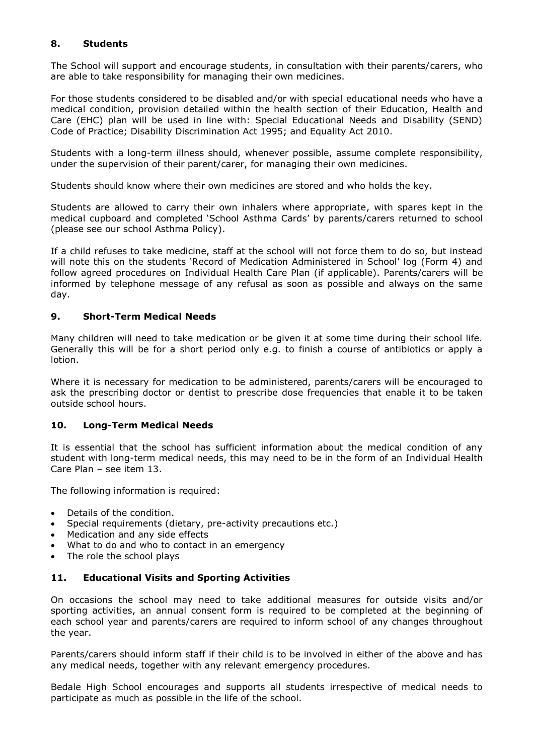## 8. Students

The School will support and encourage students, in consultation with their parents/carers, who are able to take responsibility for managing their own medicines.

For those students considered to be disabled and/or with special educational needs who have a medical condition, provision detailed within the health section of their Education, Health and Care (EHC) plan will be used in line with: Special Educational Needs and Disability (SEND) Code of Practice; Disability Discrimination Act 1995; and Equality Act 2010.

Students with a long-term illness should, whenever possible, assume complete responsibility, under the supervision of their parent/carer, for managing their own medicines.

Students should know where their own medicines are stored and who holds the key.

Students are allowed to carry their own inhalers where appropriate, with spares kept in the medical cupboard and completed 'School Asthma Cards' by parents/carers returned to school (please see our school Asthma Policy).

If a child refuses to take medicine, staff at the school will not force them to do so, but instead will note this on the students 'Record of Medication Administered in School' log (Form 4) and follow agreed procedures on Individual Health Care Plan (if applicable). Parents/carers will be informed by telephone message of any refusal as soon as possible and always on the same day.

## 9. Short-Term Medical Needs

Many children will need to take medication or be given it at some time during their school life. Generally this will be for a short period only e.g. to finish a course of antibiotics or apply a lotion.

Where it is necessary for medication to be administered, parents/carers will be encouraged to ask the prescribing doctor or dentist to prescribe dose frequencies that enable it to be taken outside school hours.

## 10. Long-Term Medical Needs

It is essential that the school has sufficient information about the medical condition of any student with long-term medical needs, this may need to be in the form of an Individual Health Care Plan – see item 13.

The following information is required:

- Details of the condition.
- Special requirements (dietary, pre-activity precautions etc.)
- Medication and any side effects
- What to do and who to contact in an emergency
- The role the school plays

## 11. Educational Visits and Sporting Activities

On occasions the school may need to take additional measures for outside visits and/or sporting activities, an annual consent form is required to be completed at the beginning of each school year and parents/carers are required to inform school of any changes throughout the year.

Parents/carers should inform staff if their child is to be involved in either of the above and has any medical needs, together with any relevant emergency procedures.

Bedale High School encourages and supports all students irrespective of medical needs to participate as much as possible in the life of the school.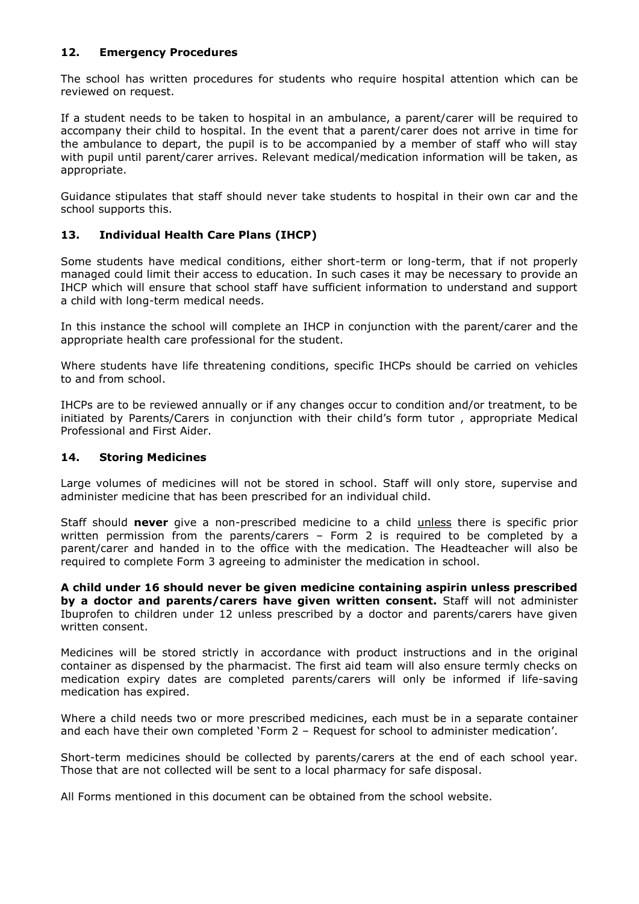## 12. Emergency Procedures

The school has written procedures for students who require hospital attention which can be reviewed on request.

If a student needs to be taken to hospital in an ambulance, a parent/carer will be required to accompany their child to hospital. In the event that a parent/carer does not arrive in time for the ambulance to depart, the pupil is to be accompanied by a member of staff who will stay with pupil until parent/carer arrives. Relevant medical/medication information will be taken, as appropriate.

Guidance stipulates that staff should never take students to hospital in their own car and the school supports this.

## 13. Individual Health Care Plans (IHCP)

Some students have medical conditions, either short-term or long-term, that if not properly managed could limit their access to education. In such cases it may be necessary to provide an IHCP which will ensure that school staff have sufficient information to understand and support a child with long-term medical needs.

In this instance the school will complete an IHCP in conjunction with the parent/carer and the appropriate health care professional for the student.

Where students have life threatening conditions, specific IHCPs should be carried on vehicles to and from school.

IHCPs are to be reviewed annually or if any changes occur to condition and/or treatment, to be initiated by Parents/Carers in conjunction with their child's form tutor , appropriate Medical Professional and First Aider.

## 14. Storing Medicines

Large volumes of medicines will not be stored in school. Staff will only store, supervise and administer medicine that has been prescribed for an individual child.

Staff should **never** give a non-prescribed medicine to a child <u>unless</u> there is specific prior written permission from the parents/carers – Form 2 is required to be completed by a parent/carer and handed in to the office with the medication. The Headteacher will also be required to complete Form 3 agreeing to administer the medication in school.

**A child under 16 should never be given medicine containing aspirin unless prescribed by a doctor and parents/carers have given written consent.** Staff will not administer Ibuprofen to children under 12 unless prescribed by a doctor and parents/carers have given written consent.

Medicines will be stored strictly in accordance with product instructions and in the original container as dispensed by the pharmacist. The first aid team will also ensure termly checks on medication expiry dates are completed parents/carers will only be informed if life-saving medication has expired.

Where a child needs two or more prescribed medicines, each must be in a separate container and each have their own completed 'Form 2 – Request for school to administer medication'.

Short-term medicines should be collected by parents/carers at the end of each school year. Those that are not collected will be sent to a local pharmacy for safe disposal.

All Forms mentioned in this document can be obtained from the school website.